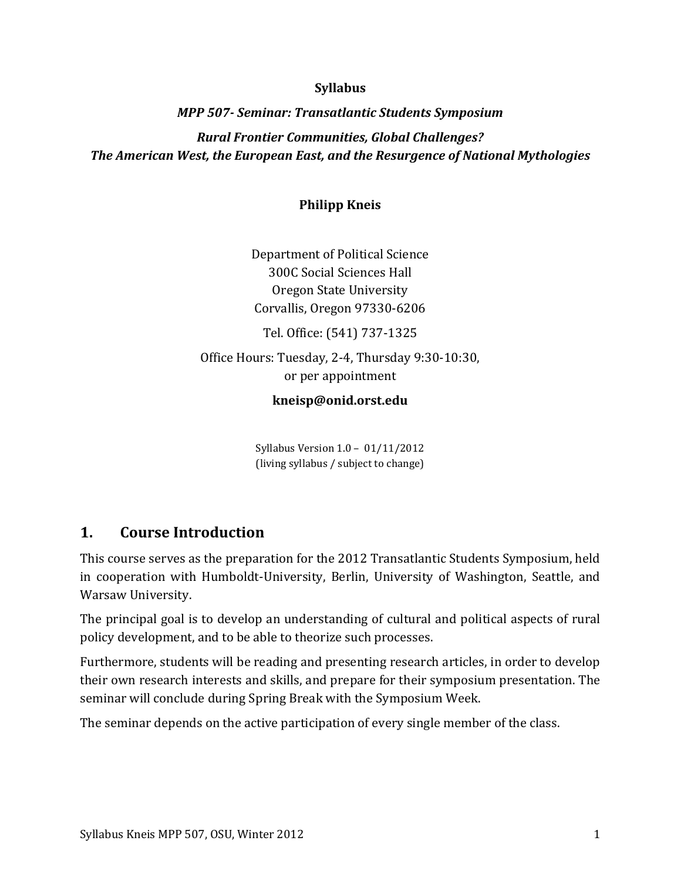**Syllabus**

***MPP 507- Seminar: Transatlantic Students Symposium***

***Rural Frontier Communities, Global Challenges?***
***The American West, the European East, and the Resurgence of National Mythologies***

**Philipp Kneis**

Department of Political Science
300C Social Sciences Hall
Oregon State University
Corvallis, Oregon 97330-6206

Tel. Office: (541) 737-1325

Office Hours: Tuesday, 2-4, Thursday 9:30-10:30,
or per appointment

**kneisp@onid.orst.edu**

Syllabus Version 1.0 – 01/11/2012
(living syllabus / subject to change)

## 1. Course Introduction

This course serves as the preparation for the 2012 Transatlantic Students Symposium, held in cooperation with Humboldt-University, Berlin, University of Washington, Seattle, and Warsaw University.

The principal goal is to develop an understanding of cultural and political aspects of rural policy development, and to be able to theorize such processes.

Furthermore, students will be reading and presenting research articles, in order to develop their own research interests and skills, and prepare for their symposium presentation. The seminar will conclude during Spring Break with the Symposium Week.

The seminar depends on the active participation of every single member of the class.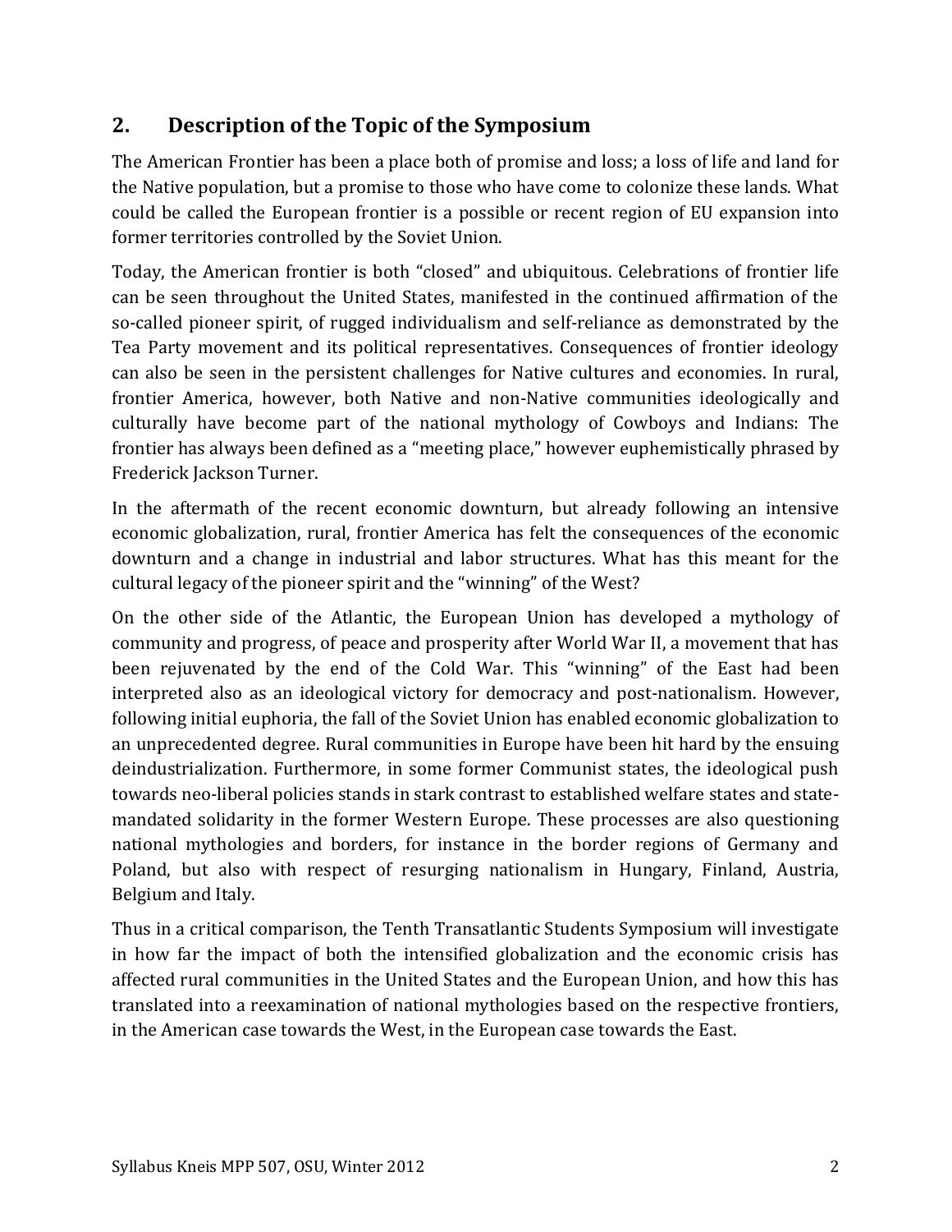## 2. Description of the Topic of the Symposium

The American Frontier has been a place both of promise and loss; a loss of life and land for the Native population, but a promise to those who have come to colonize these lands. What could be called the European frontier is a possible or recent region of EU expansion into former territories controlled by the Soviet Union.

Today, the American frontier is both "closed" and ubiquitous. Celebrations of frontier life can be seen throughout the United States, manifested in the continued affirmation of the so-called pioneer spirit, of rugged individualism and self-reliance as demonstrated by the Tea Party movement and its political representatives. Consequences of frontier ideology can also be seen in the persistent challenges for Native cultures and economies. In rural, frontier America, however, both Native and non-Native communities ideologically and culturally have become part of the national mythology of Cowboys and Indians: The frontier has always been defined as a "meeting place," however euphemistically phrased by Frederick Jackson Turner.

In the aftermath of the recent economic downturn, but already following an intensive economic globalization, rural, frontier America has felt the consequences of the economic downturn and a change in industrial and labor structures. What has this meant for the cultural legacy of the pioneer spirit and the "winning" of the West?

On the other side of the Atlantic, the European Union has developed a mythology of community and progress, of peace and prosperity after World War II, a movement that has been rejuvenated by the end of the Cold War. This "winning" of the East had been interpreted also as an ideological victory for democracy and post-nationalism. However, following initial euphoria, the fall of the Soviet Union has enabled economic globalization to an unprecedented degree. Rural communities in Europe have been hit hard by the ensuing deindustrialization. Furthermore, in some former Communist states, the ideological push towards neo-liberal policies stands in stark contrast to established welfare states and state-mandated solidarity in the former Western Europe. These processes are also questioning national mythologies and borders, for instance in the border regions of Germany and Poland, but also with respect of resurging nationalism in Hungary, Finland, Austria, Belgium and Italy.

Thus in a critical comparison, the Tenth Transatlantic Students Symposium will investigate in how far the impact of both the intensified globalization and the economic crisis has affected rural communities in the United States and the European Union, and how this has translated into a reexamination of national mythologies based on the respective frontiers, in the American case towards the West, in the European case towards the East.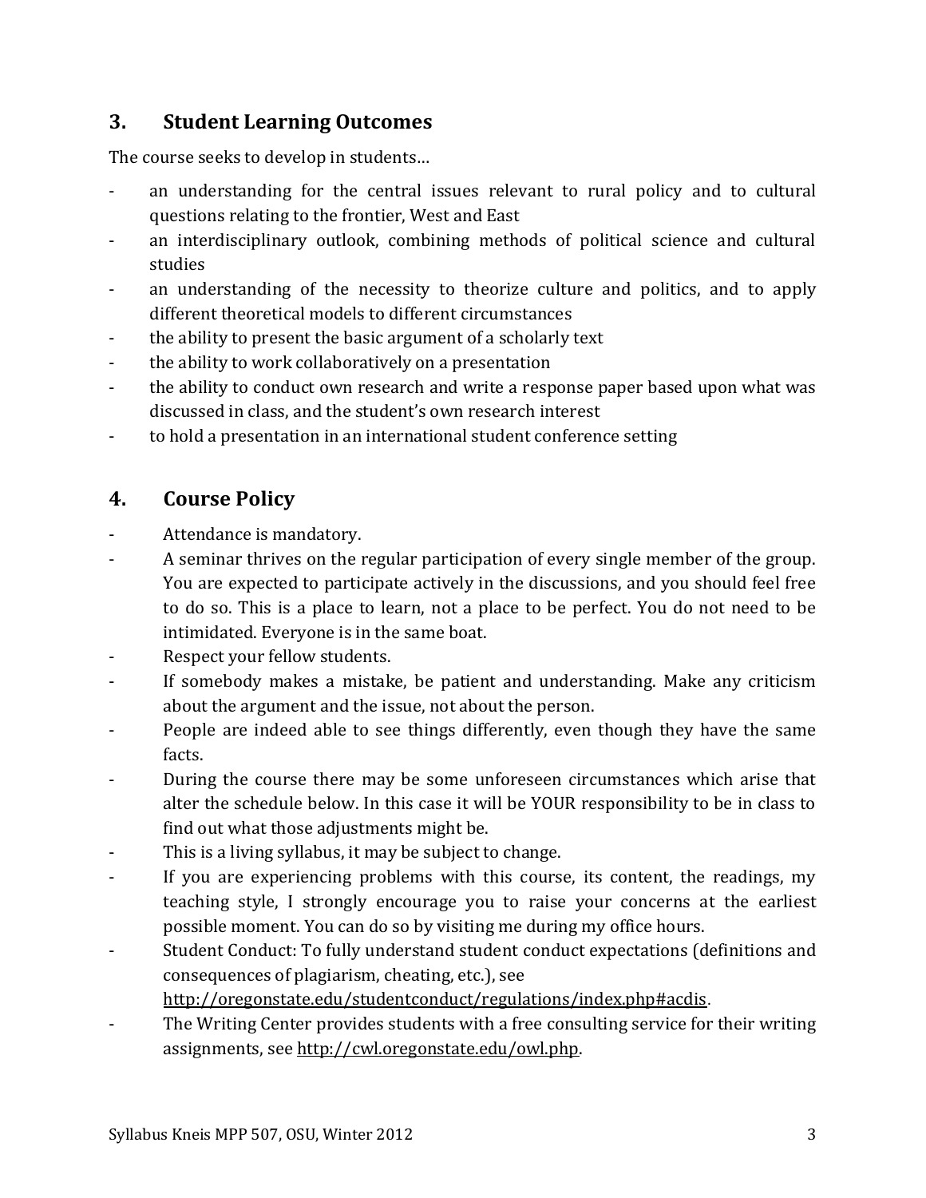## 3. Student Learning Outcomes

The course seeks to develop in students…

- an understanding for the central issues relevant to rural policy and to cultural questions relating to the frontier, West and East
- an interdisciplinary outlook, combining methods of political science and cultural studies
- an understanding of the necessity to theorize culture and politics, and to apply different theoretical models to different circumstances
- the ability to present the basic argument of a scholarly text
- the ability to work collaboratively on a presentation
- the ability to conduct own research and write a response paper based upon what was discussed in class, and the student's own research interest
- to hold a presentation in an international student conference setting

## 4. Course Policy

- Attendance is mandatory.
- A seminar thrives on the regular participation of every single member of the group. You are expected to participate actively in the discussions, and you should feel free to do so. This is a place to learn, not a place to be perfect. You do not need to be intimidated. Everyone is in the same boat.
- Respect your fellow students.
- If somebody makes a mistake, be patient and understanding. Make any criticism about the argument and the issue, not about the person.
- People are indeed able to see things differently, even though they have the same facts.
- During the course there may be some unforeseen circumstances which arise that alter the schedule below. In this case it will be YOUR responsibility to be in class to find out what those adjustments might be.
- This is a living syllabus, it may be subject to change.
- If you are experiencing problems with this course, its content, the readings, my teaching style, I strongly encourage you to raise your concerns at the earliest possible moment. You can do so by visiting me during my office hours.
- Student Conduct: To fully understand student conduct expectations (definitions and consequences of plagiarism, cheating, etc.), see http://oregonstate.edu/studentconduct/regulations/index.php#acdis.
- The Writing Center provides students with a free consulting service for their writing assignments, see http://cwl.oregonstate.edu/owl.php.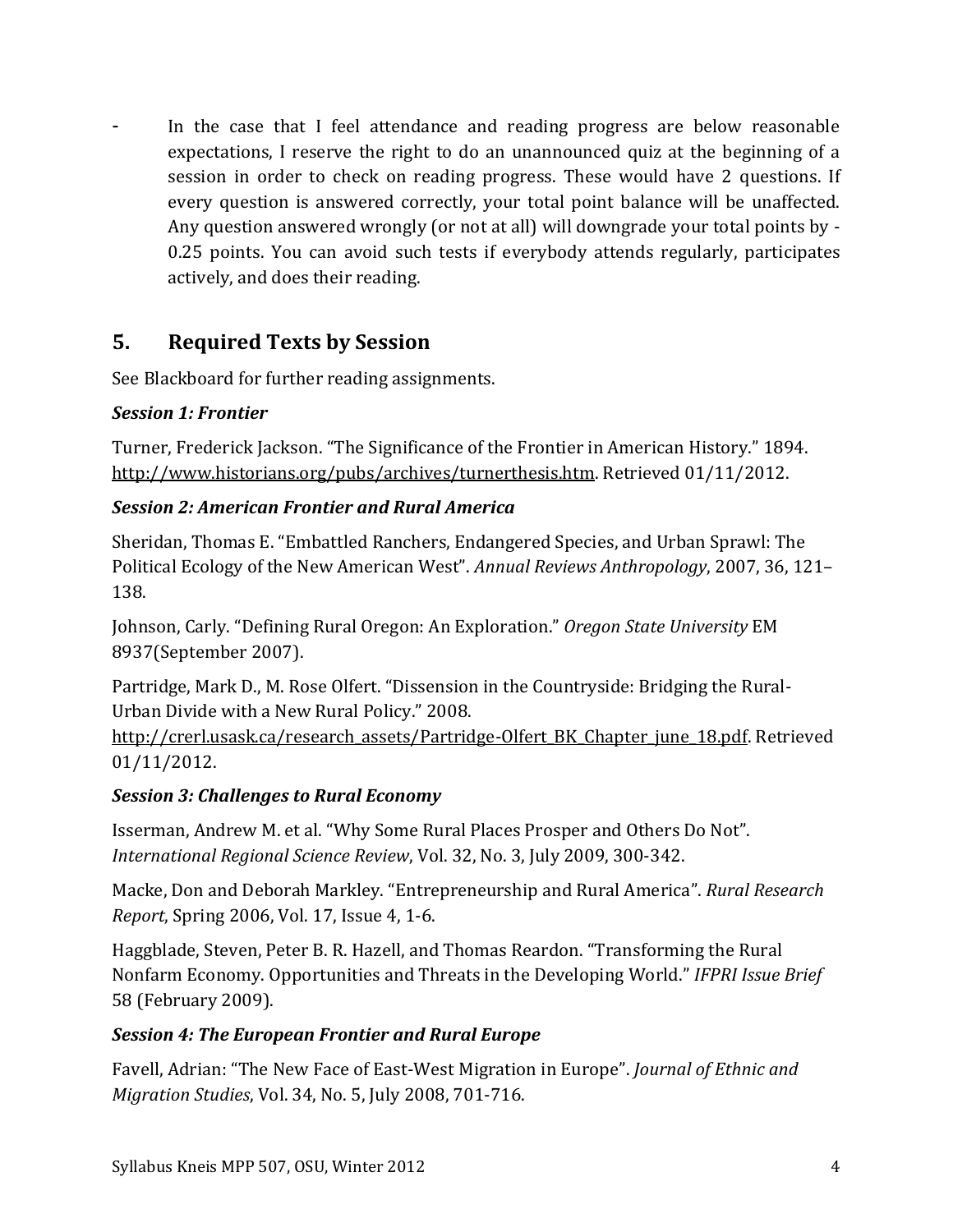- In the case that I feel attendance and reading progress are below reasonable expectations, I reserve the right to do an unannounced quiz at the beginning of a session in order to check on reading progress. These would have 2 questions. If every question is answered correctly, your total point balance will be unaffected. Any question answered wrongly (or not at all) will downgrade your total points by -0.25 points. You can avoid such tests if everybody attends regularly, participates actively, and does their reading.

## 5. Required Texts by Session

See Blackboard for further reading assignments.

***Session 1: Frontier***

Turner, Frederick Jackson. "The Significance of the Frontier in American History." 1894. http://www.historians.org/pubs/archives/turnerthesis.htm. Retrieved 01/11/2012.

***Session 2: American Frontier and Rural America***

Sheridan, Thomas E. "Embattled Ranchers, Endangered Species, and Urban Sprawl: The Political Ecology of the New American West". *Annual Reviews Anthropology*, 2007, 36, 121–138.

Johnson, Carly. "Defining Rural Oregon: An Exploration." *Oregon State University* EM 8937(September 2007).

Partridge, Mark D., M. Rose Olfert. "Dissension in the Countryside: Bridging the Rural-Urban Divide with a New Rural Policy." 2008. http://crerl.usask.ca/research_assets/Partridge-Olfert_BK_Chapter_june_18.pdf. Retrieved 01/11/2012.

***Session 3: Challenges to Rural Economy***

Isserman, Andrew M. et al. "Why Some Rural Places Prosper and Others Do Not". *International Regional Science Review*, Vol. 32, No. 3, July 2009, 300-342.

Macke, Don and Deborah Markley. "Entrepreneurship and Rural America". *Rural Research Report*, Spring 2006, Vol. 17, Issue 4, 1-6.

Haggblade, Steven, Peter B. R. Hazell, and Thomas Reardon. "Transforming the Rural Nonfarm Economy. Opportunities and Threats in the Developing World." *IFPRI Issue Brief* 58 (February 2009).

***Session 4: The European Frontier and Rural Europe***

Favell, Adrian: "The New Face of East-West Migration in Europe". *Journal of Ethnic and Migration Studies*, Vol. 34, No. 5, July 2008, 701-716.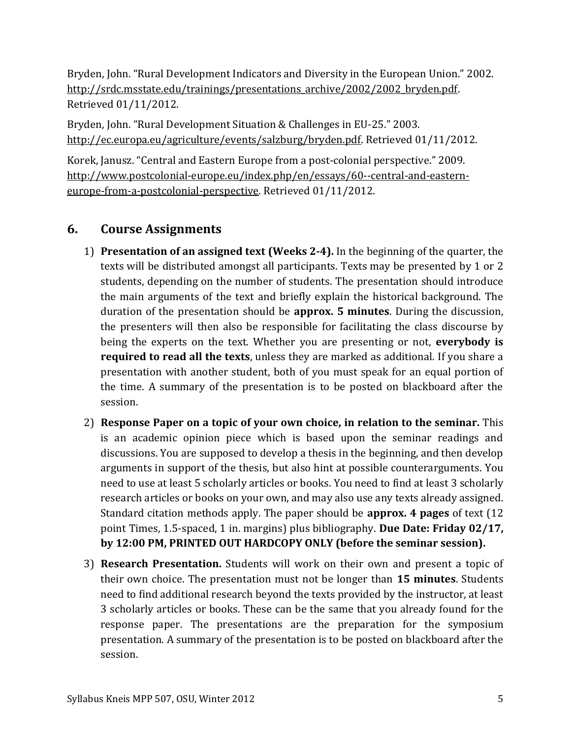Bryden, John. “Rural Development Indicators and Diversity in the European Union.” 2002. http://srdc.msstate.edu/trainings/presentations_archive/2002/2002_bryden.pdf. Retrieved 01/11/2012.

Bryden, John. “Rural Development Situation & Challenges in EU-25.” 2003. http://ec.europa.eu/agriculture/events/salzburg/bryden.pdf. Retrieved 01/11/2012.

Korek, Janusz. “Central and Eastern Europe from a post-colonial perspective.” 2009. http://www.postcolonial-europe.eu/index.php/en/essays/60--central-and-eastern-europe-from-a-postcolonial-perspective. Retrieved 01/11/2012.

## 6. Course Assignments

1) **Presentation of an assigned text (Weeks 2-4).** In the beginning of the quarter, the texts will be distributed amongst all participants. Texts may be presented by 1 or 2 students, depending on the number of students. The presentation should introduce the main arguments of the text and briefly explain the historical background. The duration of the presentation should be **approx. 5 minutes**. During the discussion, the presenters will then also be responsible for facilitating the class discourse by being the experts on the text. Whether you are presenting or not, **everybody is required to read all the texts**, unless they are marked as additional. If you share a presentation with another student, both of you must speak for an equal portion of the time. A summary of the presentation is to be posted on blackboard after the session.

2) **Response Paper on a topic of your own choice, in relation to the seminar.** This is an academic opinion piece which is based upon the seminar readings and discussions. You are supposed to develop a thesis in the beginning, and then develop arguments in support of the thesis, but also hint at possible counterarguments. You need to use at least 5 scholarly articles or books. You need to find at least 3 scholarly research articles or books on your own, and may also use any texts already assigned. Standard citation methods apply. The paper should be **approx. 4 pages** of text (12 point Times, 1.5-spaced, 1 in. margins) plus bibliography. **Due Date: Friday 02/17, by 12:00 PM, PRINTED OUT HARDCOPY ONLY (before the seminar session).**

3) **Research Presentation.** Students will work on their own and present a topic of their own choice. The presentation must not be longer than **15 minutes**. Students need to find additional research beyond the texts provided by the instructor, at least 3 scholarly articles or books. These can be the same that you already found for the response paper. The presentations are the preparation for the symposium presentation. A summary of the presentation is to be posted on blackboard after the session.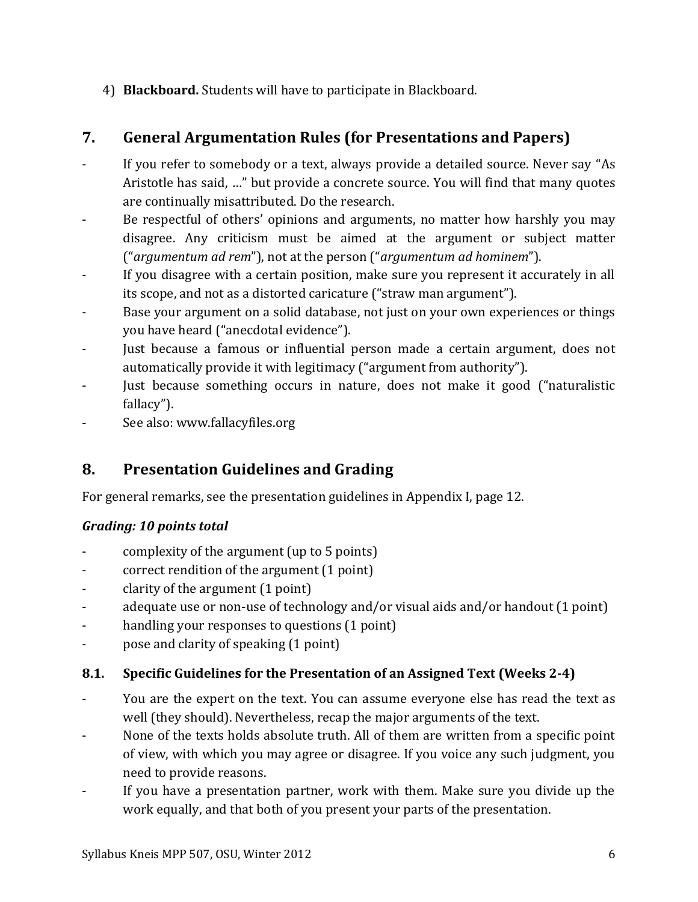4) **Blackboard.** Students will have to participate in Blackboard.

## 7. General Argumentation Rules (for Presentations and Papers)

- If you refer to somebody or a text, always provide a detailed source. Never say "As Aristotle has said, …" but provide a concrete source. You will find that many quotes are continually misattributed. Do the research.
- Be respectful of others' opinions and arguments, no matter how harshly you may disagree. Any criticism must be aimed at the argument or subject matter ("*argumentum ad rem*"), not at the person ("*argumentum ad hominem*").
- If you disagree with a certain position, make sure you represent it accurately in all its scope, and not as a distorted caricature ("straw man argument").
- Base your argument on a solid database, not just on your own experiences or things you have heard ("anecdotal evidence").
- Just because a famous or influential person made a certain argument, does not automatically provide it with legitimacy ("argument from authority").
- Just because something occurs in nature, does not make it good ("naturalistic fallacy").
- See also: www.fallacyfiles.org

## 8. Presentation Guidelines and Grading

For general remarks, see the presentation guidelines in Appendix I, page 12.

***Grading: 10 points total***

- complexity of the argument (up to 5 points)
- correct rendition of the argument (1 point)
- clarity of the argument (1 point)
- adequate use or non-use of technology and/or visual aids and/or handout (1 point)
- handling your responses to questions (1 point)
- pose and clarity of speaking (1 point)

### 8.1. Specific Guidelines for the Presentation of an Assigned Text (Weeks 2-4)

- You are the expert on the text. You can assume everyone else has read the text as well (they should). Nevertheless, recap the major arguments of the text.
- None of the texts holds absolute truth. All of them are written from a specific point of view, with which you may agree or disagree. If you voice any such judgment, you need to provide reasons.
- If you have a presentation partner, work with them. Make sure you divide up the work equally, and that both of you present your parts of the presentation.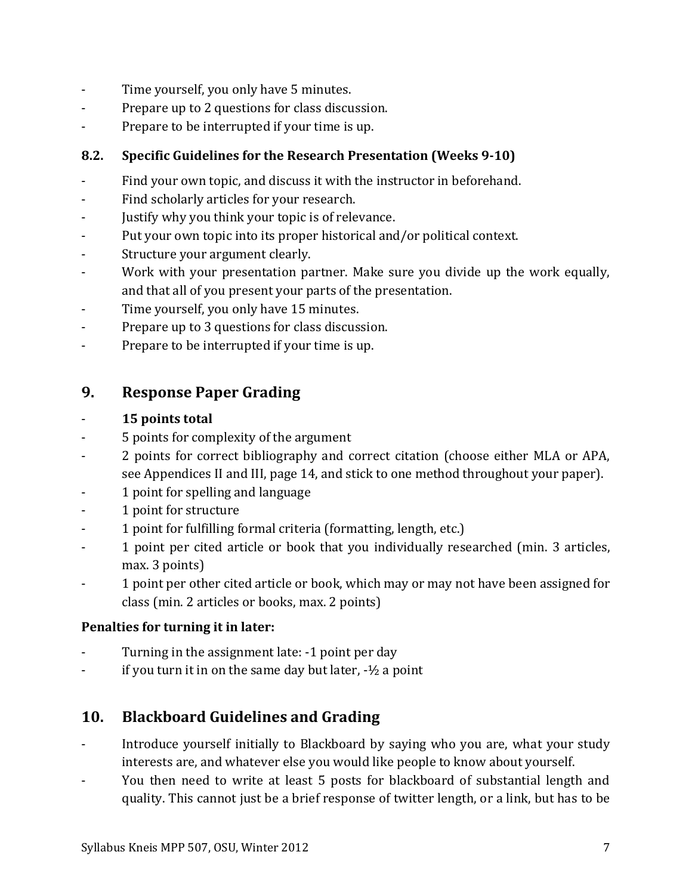- Time yourself, you only have 5 minutes.
- Prepare up to 2 questions for class discussion.
- Prepare to be interrupted if your time is up.

### 8.2. Specific Guidelines for the Research Presentation (Weeks 9-10)

- Find your own topic, and discuss it with the instructor in beforehand.
- Find scholarly articles for your research.
- Justify why you think your topic is of relevance.
- Put your own topic into its proper historical and/or political context.
- Structure your argument clearly.
- Work with your presentation partner. Make sure you divide up the work equally, and that all of you present your parts of the presentation.
- Time yourself, you only have 15 minutes.
- Prepare up to 3 questions for class discussion.
- Prepare to be interrupted if your time is up.

## 9. Response Paper Grading

- **15 points total**
- 5 points for complexity of the argument
- 2 points for correct bibliography and correct citation (choose either MLA or APA, see Appendices II and III, page 14, and stick to one method throughout your paper).
- 1 point for spelling and language
- 1 point for structure
- 1 point for fulfilling formal criteria (formatting, length, etc.)
- 1 point per cited article or book that you individually researched (min. 3 articles, max. 3 points)
- 1 point per other cited article or book, which may or may not have been assigned for class (min. 2 articles or books, max. 2 points)

**Penalties for turning it in later:**

- Turning in the assignment late: -1 point per day
- if you turn it in on the same day but later, -½ a point

## 10. Blackboard Guidelines and Grading

- Introduce yourself initially to Blackboard by saying who you are, what your study interests are, and whatever else you would like people to know about yourself.
- You then need to write at least 5 posts for blackboard of substantial length and quality. This cannot just be a brief response of twitter length, or a link, but has to be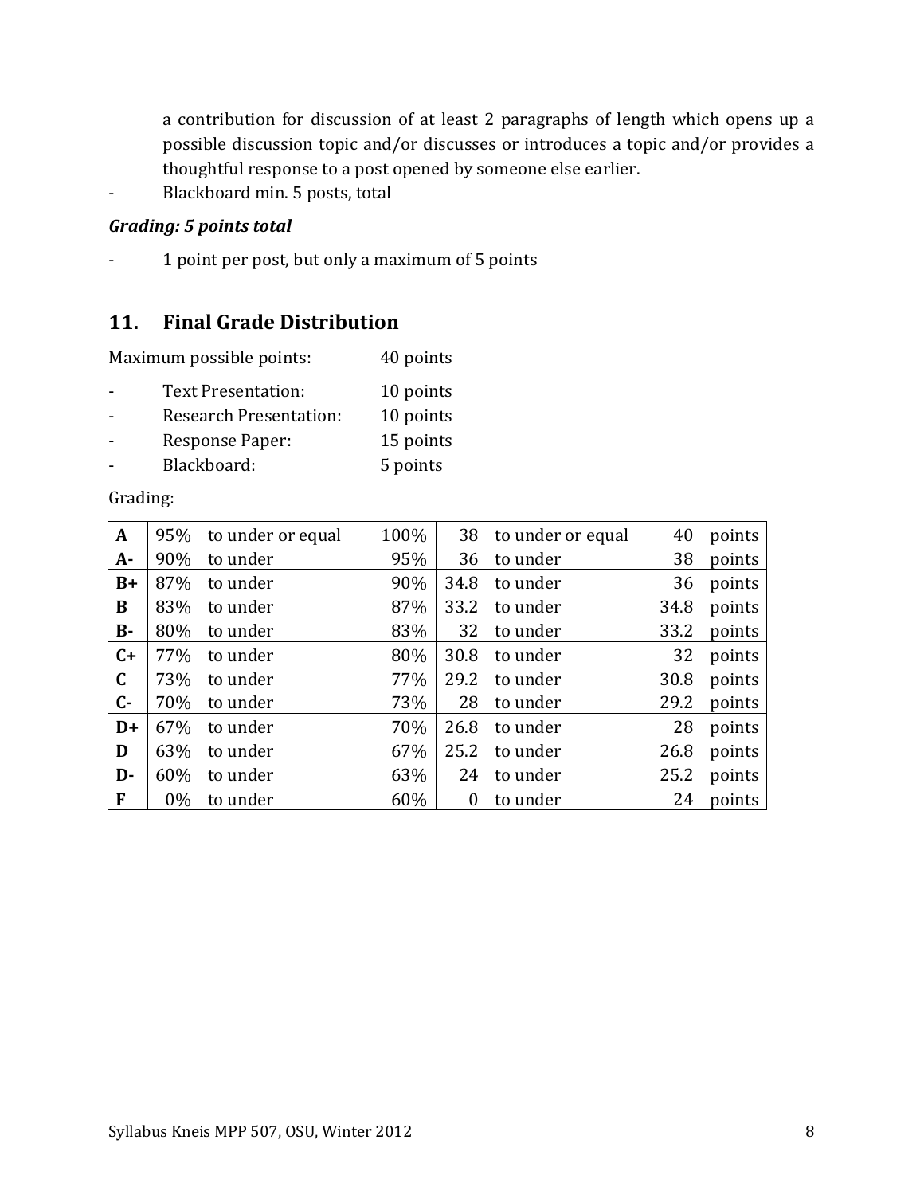a contribution for discussion of at least 2 paragraphs of length which opens up a possible discussion topic and/or discusses or introduces a topic and/or provides a thoughtful response to a post opened by someone else earlier.

- Blackboard min. 5 posts, total

***Grading: 5 points total***

- 1 point per post, but only a maximum of 5 points

## 11. Final Grade Distribution

Maximum possible points: 40 points

- Text Presentation: 10 points
- Research Presentation: 10 points
- Response Paper: 15 points
- Blackboard: 5 points

Grading:

| Grade | % from | | % to | Points from | | Points to | |
|---|---|---|---|---|---|---|---|
| **A** | 95% | to under or equal | 100% | 38 | to under or equal | 40 | points |
| **A-** | 90% | to under | 95% | 36 | to under | 38 | points |
| **B+** | 87% | to under | 90% | 34.8 | to under | 36 | points |
| **B** | 83% | to under | 87% | 33.2 | to under | 34.8 | points |
| **B-** | 80% | to under | 83% | 32 | to under | 33.2 | points |
| **C+** | 77% | to under | 80% | 30.8 | to under | 32 | points |
| **C** | 73% | to under | 77% | 29.2 | to under | 30.8 | points |
| **C-** | 70% | to under | 73% | 28 | to under | 29.2 | points |
| **D+** | 67% | to under | 70% | 26.8 | to under | 28 | points |
| **D** | 63% | to under | 67% | 25.2 | to under | 26.8 | points |
| **D-** | 60% | to under | 63% | 24 | to under | 25.2 | points |
| **F** | 0% | to under | 60% | 0 | to under | 24 | points |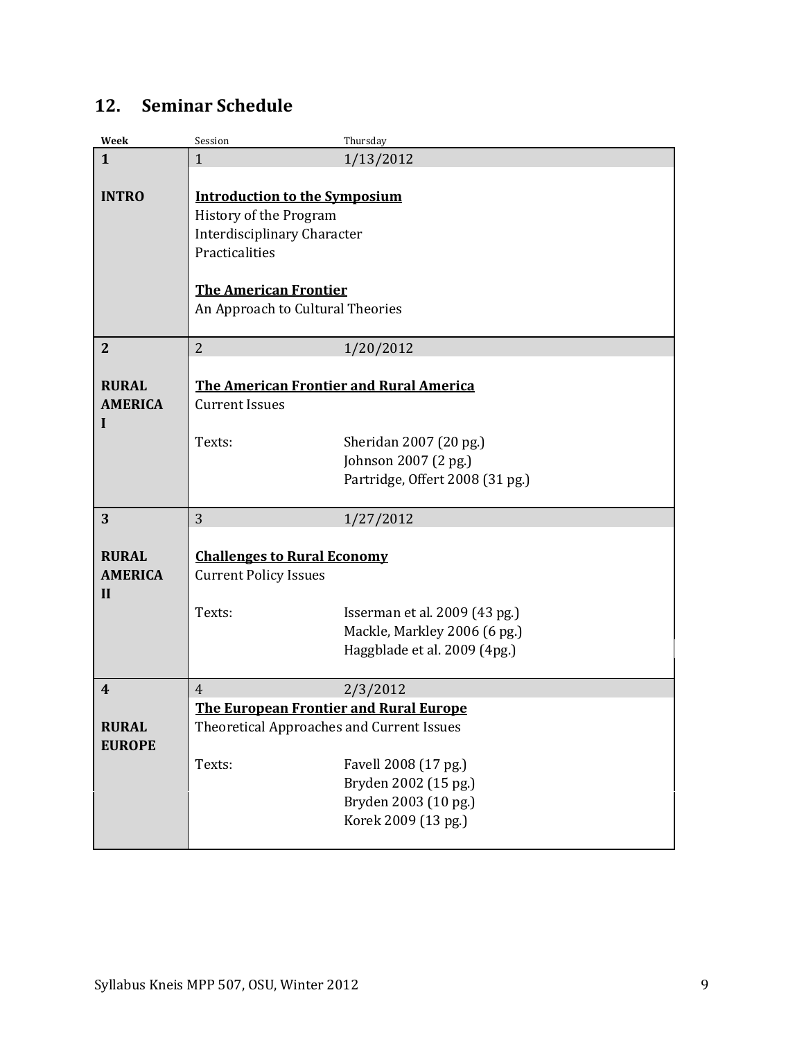## 12. Seminar Schedule

| Week | Session | Thursday |
|---|---|---|
| **1** | 1 | 1/13/2012 |
| **INTRO** | **Introduction to the Symposium**<br>History of the Program<br>Interdisciplinary Character<br>Practicalities<br><br>**The American Frontier**<br>An Approach to Cultural Theories | |
| **2** | 2 | 1/20/2012 |
| **RURAL AMERICA I** | **The American Frontier and Rural America**<br>Current Issues<br><br>Texts: | Sheridan 2007 (20 pg.)<br>Johnson 2007 (2 pg.)<br>Partridge, Offert 2008 (31 pg.) |
| **3** | 3 | 1/27/2012 |
| **RURAL AMERICA II** | **Challenges to Rural Economy**<br>Current Policy Issues<br><br>Texts: | Isserman et al. 2009 (43 pg.)<br>Mackle, Markley 2006 (6 pg.)<br>Haggblade et al. 2009 (4pg.) |
| **4** | 4 | 2/3/2012 |
| **RURAL EUROPE** | **The European Frontier and Rural Europe**<br>Theoretical Approaches and Current Issues<br><br>Texts: | Favell 2008 (17 pg.)<br>Bryden 2002 (15 pg.)<br>Bryden 2003 (10 pg.)<br>Korek 2009 (13 pg.) |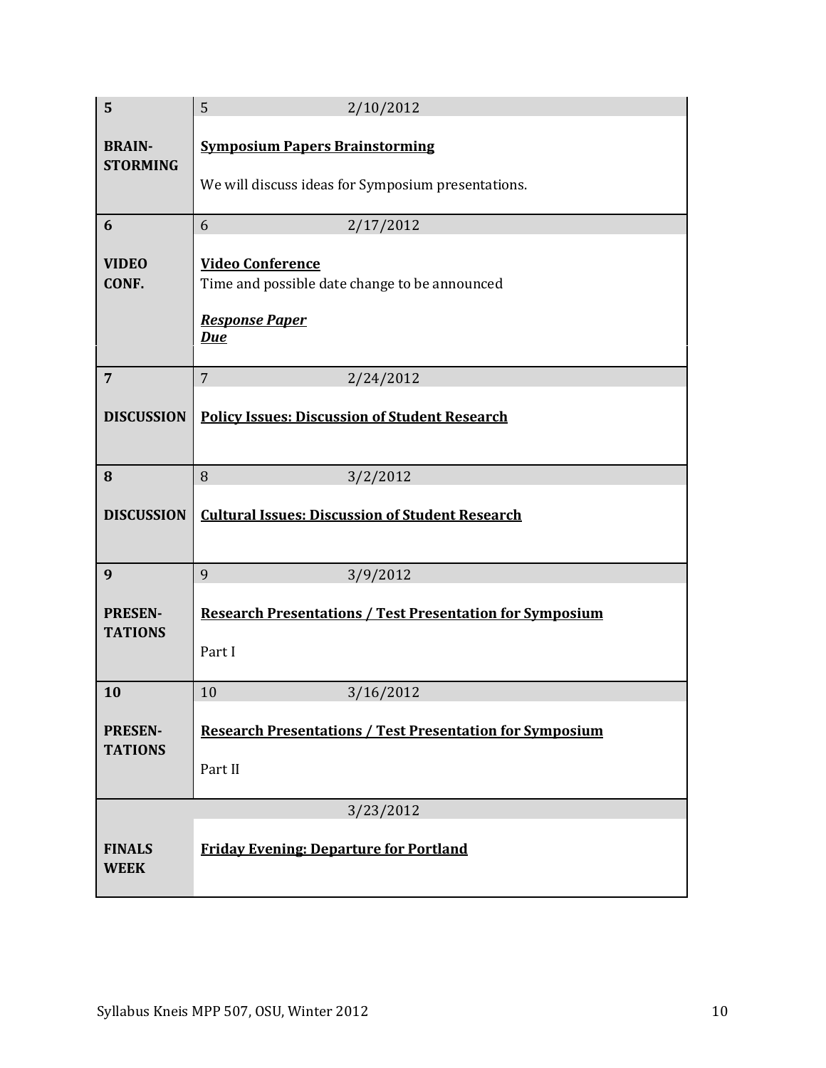| Week | Session / Date / Topic |
|---|---|
| **5** | 5 2/10/2012 |
| **BRAIN-STORMING** | **Symposium Papers Brainstorming**<br><br>We will discuss ideas for Symposium presentations. |
| **6** | 6 2/17/2012 |
| **VIDEO CONF.** | **Video Conference**<br>Time and possible date change to be announced<br><br>***Response Paper Due*** |
| **7** | 7 2/24/2012 |
| **DISCUSSION** | **Policy Issues: Discussion of Student Research** |
| **8** | 8 3/2/2012 |
| **DISCUSSION** | **Cultural Issues: Discussion of Student Research** |
| **9** | 9 3/9/2012 |
| **PRESEN-TATIONS** | **Research Presentations / Test Presentation for Symposium**<br><br>Part I |
| **10** | 10 3/16/2012 |
| **PRESEN-TATIONS** | **Research Presentations / Test Presentation for Symposium**<br><br>Part II |
| | 3/23/2012 |
| **FINALS WEEK** | **Friday Evening: Departure for Portland** |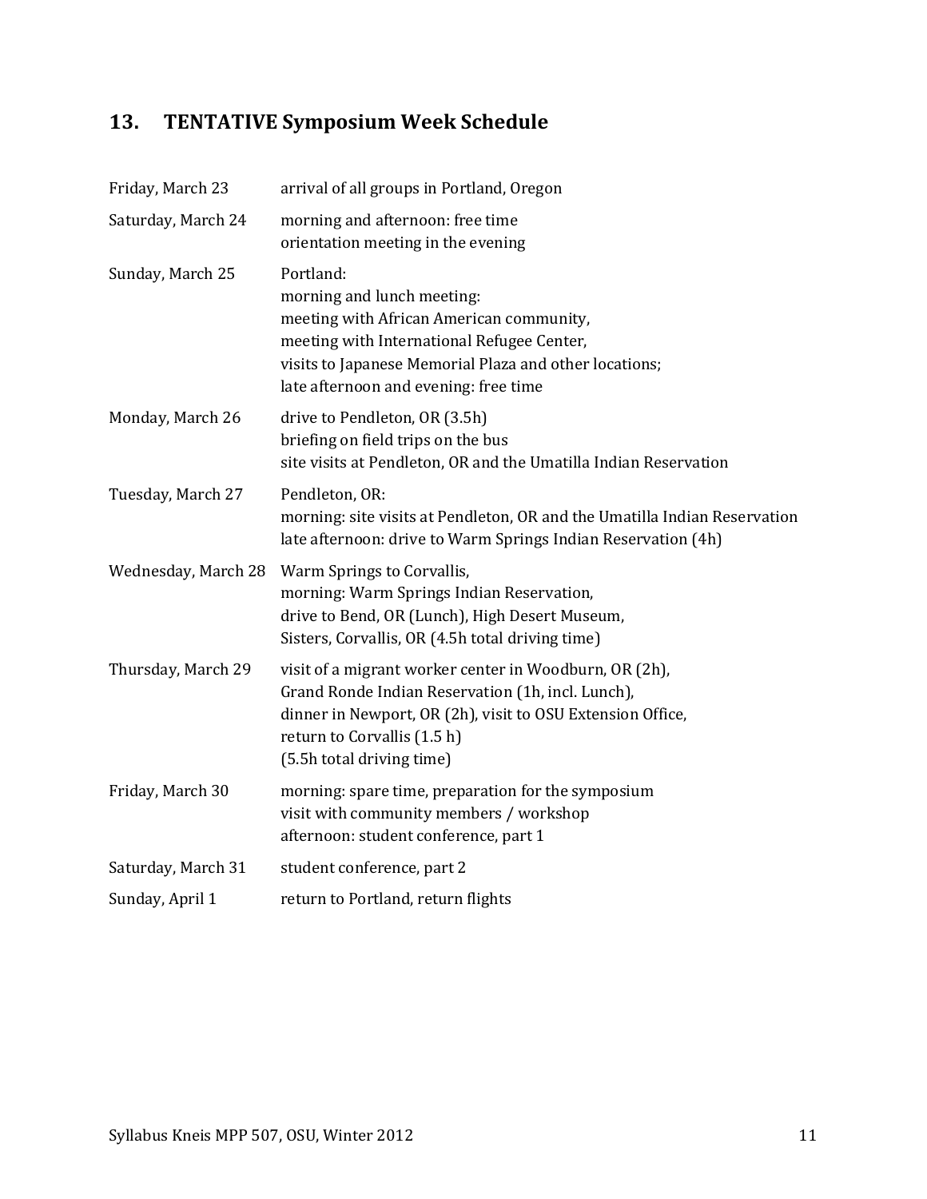## 13. TENTATIVE Symposium Week Schedule

| | |
|---|---|
| Friday, March 23 | arrival of all groups in Portland, Oregon |
| Saturday, March 24 | morning and afternoon: free time<br>orientation meeting in the evening |
| Sunday, March 25 | Portland:<br>morning and lunch meeting:<br>meeting with African American community,<br>meeting with International Refugee Center,<br>visits to Japanese Memorial Plaza and other locations;<br>late afternoon and evening: free time |
| Monday, March 26 | drive to Pendleton, OR (3.5h)<br>briefing on field trips on the bus<br>site visits at Pendleton, OR and the Umatilla Indian Reservation |
| Tuesday, March 27 | Pendleton, OR:<br>morning: site visits at Pendleton, OR and the Umatilla Indian Reservation<br>late afternoon: drive to Warm Springs Indian Reservation (4h) |
| Wednesday, March 28 | Warm Springs to Corvallis,<br>morning: Warm Springs Indian Reservation,<br>drive to Bend, OR (Lunch), High Desert Museum,<br>Sisters, Corvallis, OR (4.5h total driving time) |
| Thursday, March 29 | visit of a migrant worker center in Woodburn, OR (2h),<br>Grand Ronde Indian Reservation (1h, incl. Lunch),<br>dinner in Newport, OR (2h), visit to OSU Extension Office,<br>return to Corvallis (1.5 h)<br>(5.5h total driving time) |
| Friday, March 30 | morning: spare time, preparation for the symposium<br>visit with community members / workshop<br>afternoon: student conference, part 1 |
| Saturday, March 31 | student conference, part 2 |
| Sunday, April 1 | return to Portland, return flights |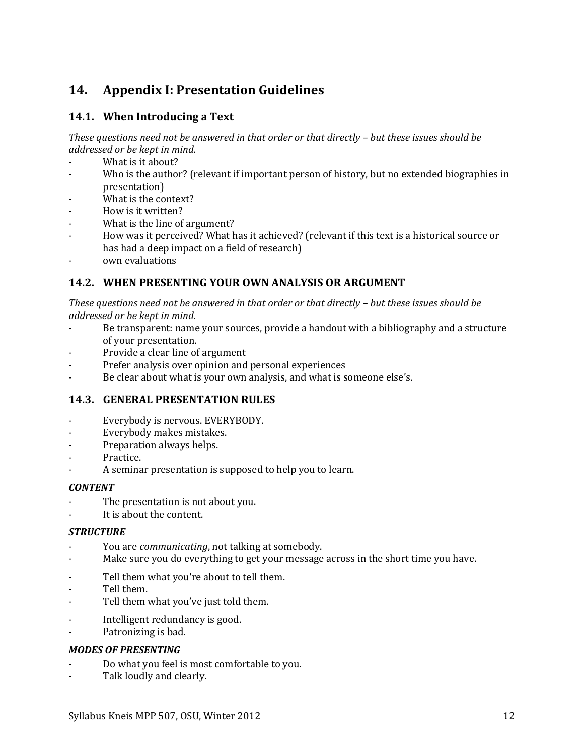## 14. Appendix I: Presentation Guidelines

### 14.1. When Introducing a Text

*These questions need not be answered in that order or that directly – but these issues should be addressed or be kept in mind.*

- What is it about?
- Who is the author? (relevant if important person of history, but no extended biographies in presentation)
- What is the context?
- How is it written?
- What is the line of argument?
- How was it perceived? What has it achieved? (relevant if this text is a historical source or has had a deep impact on a field of research)
- own evaluations

### 14.2. WHEN PRESENTING YOUR OWN ANALYSIS OR ARGUMENT

*These questions need not be answered in that order or that directly – but these issues should be addressed or be kept in mind.*

- Be transparent: name your sources, provide a handout with a bibliography and a structure of your presentation.
- Provide a clear line of argument
- Prefer analysis over opinion and personal experiences
- Be clear about what is your own analysis, and what is someone else's.

### 14.3. GENERAL PRESENTATION RULES

- Everybody is nervous. EVERYBODY.
- Everybody makes mistakes.
- Preparation always helps.
- Practice.
- A seminar presentation is supposed to help you to learn.

***CONTENT***

- The presentation is not about you.
- It is about the content.

***STRUCTURE***

- You are *communicating*, not talking at somebody.
- Make sure you do everything to get your message across in the short time you have.

- Tell them what you're about to tell them.
- Tell them.
- Tell them what you've just told them.

- Intelligent redundancy is good.
- Patronizing is bad.

***MODES OF PRESENTING***

- Do what you feel is most comfortable to you.
- Talk loudly and clearly.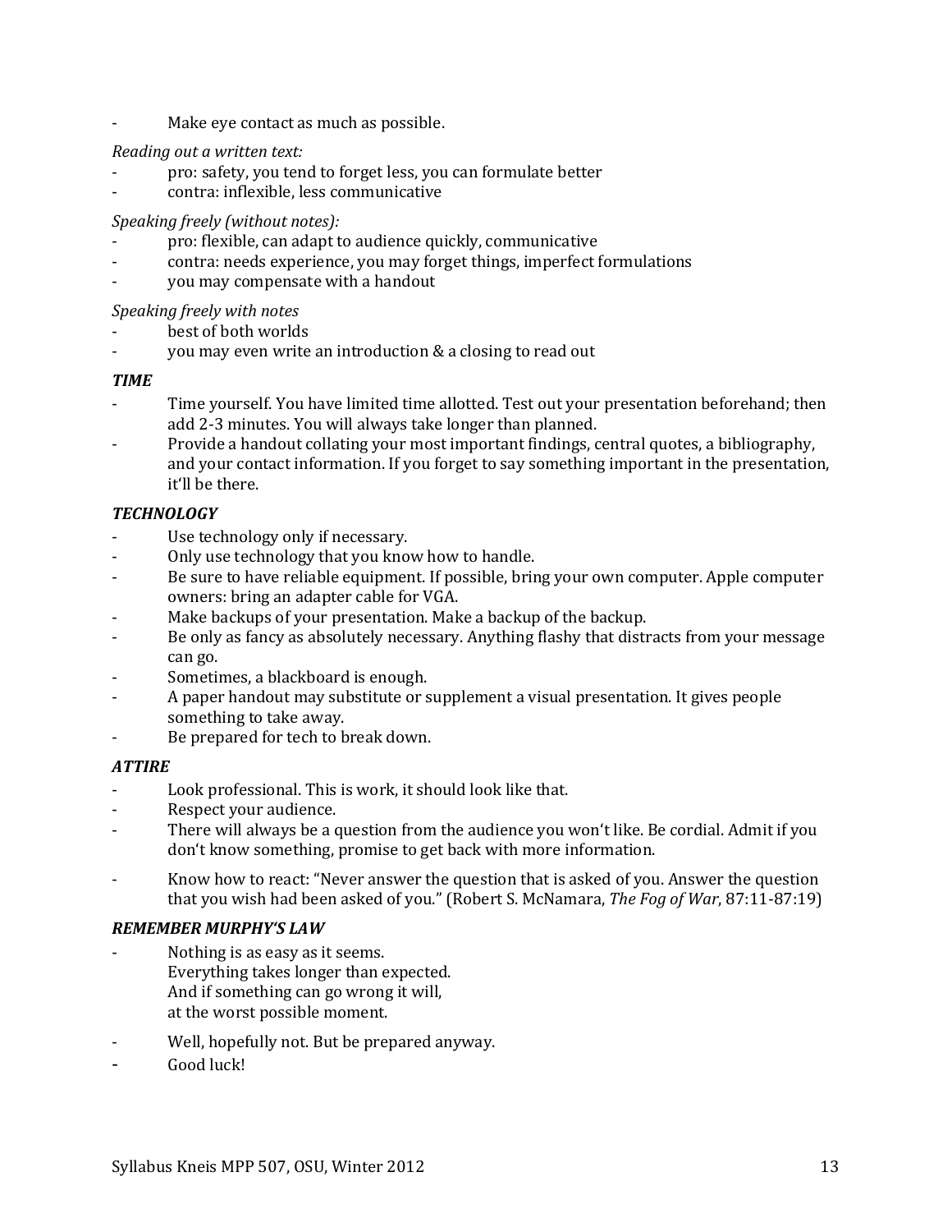- Make eye contact as much as possible.

*Reading out a written text:*

- pro: safety, you tend to forget less, you can formulate better
- contra: inflexible, less communicative

*Speaking freely (without notes):*

- pro: flexible, can adapt to audience quickly, communicative
- contra: needs experience, you may forget things, imperfect formulations
- you may compensate with a handout

*Speaking freely with notes*

- best of both worlds
- you may even write an introduction & a closing to read out

***TIME***

- Time yourself. You have limited time allotted. Test out your presentation beforehand; then add 2-3 minutes. You will always take longer than planned.
- Provide a handout collating your most important findings, central quotes, a bibliography, and your contact information. If you forget to say something important in the presentation, it'll be there.

***TECHNOLOGY***

- Use technology only if necessary.
- Only use technology that you know how to handle.
- Be sure to have reliable equipment. If possible, bring your own computer. Apple computer owners: bring an adapter cable for VGA.
- Make backups of your presentation. Make a backup of the backup.
- Be only as fancy as absolutely necessary. Anything flashy that distracts from your message can go.
- Sometimes, a blackboard is enough.
- A paper handout may substitute or supplement a visual presentation. It gives people something to take away.
- Be prepared for tech to break down.

***ATTIRE***

- Look professional. This is work, it should look like that.
- Respect your audience.
- There will always be a question from the audience you won't like. Be cordial. Admit if you don't know something, promise to get back with more information.
- Know how to react: "Never answer the question that is asked of you. Answer the question that you wish had been asked of you." (Robert S. McNamara, *The Fog of War*, 87:11-87:19)

***REMEMBER MURPHY'S LAW***

- Nothing is as easy as it seems.
  Everything takes longer than expected.
  And if something can go wrong it will,
  at the worst possible moment.
- Well, hopefully not. But be prepared anyway.
- Good luck!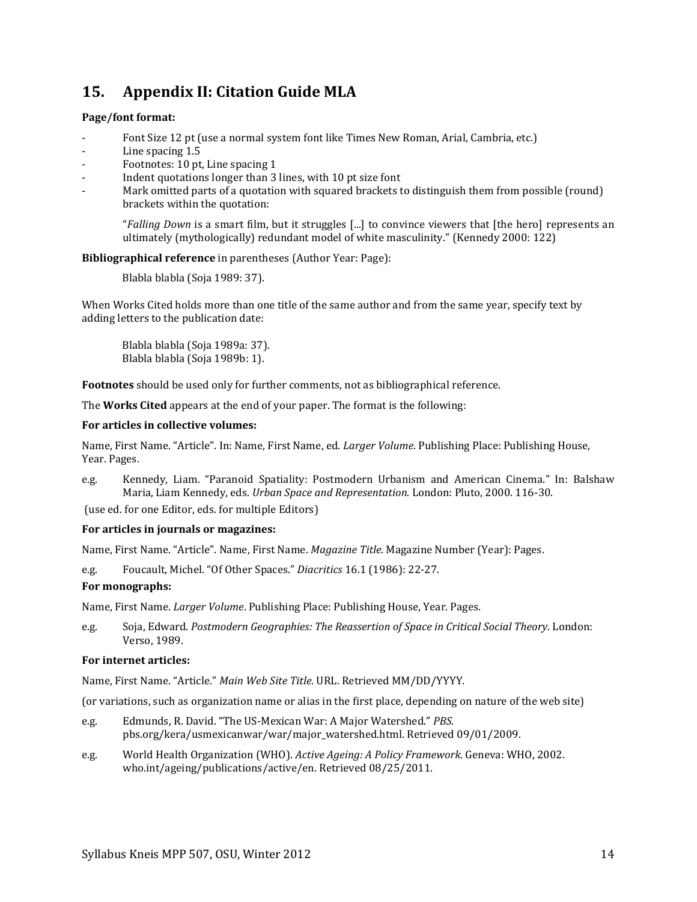## 15. Appendix II: Citation Guide MLA

**Page/font format:**

- Font Size 12 pt (use a normal system font like Times New Roman, Arial, Cambria, etc.)
- Line spacing 1.5
- Footnotes: 10 pt, Line spacing 1
- Indent quotations longer than 3 lines, with 10 pt size font
- Mark omitted parts of a quotation with squared brackets to distinguish them from possible (round) brackets within the quotation:

> "*Falling Down* is a smart film, but it struggles [...] to convince viewers that [the hero] represents an ultimately (mythologically) redundant model of white masculinity." (Kennedy 2000: 122)

**Bibliographical reference** in parentheses (Author Year: Page):

> Blabla blabla (Soja 1989: 37).

When Works Cited holds more than one title of the same author and from the same year, specify text by adding letters to the publication date:

> Blabla blabla (Soja 1989a: 37).
> Blabla blabla (Soja 1989b: 1).

**Footnotes** should be used only for further comments, not as bibliographical reference.

The **Works Cited** appears at the end of your paper. The format is the following:

**For articles in collective volumes:**

Name, First Name. "Article". In: Name, First Name, ed. *Larger Volume*. Publishing Place: Publishing House, Year. Pages.

e.g. Kennedy, Liam. "Paranoid Spatiality: Postmodern Urbanism and American Cinema." In: Balshaw Maria, Liam Kennedy, eds. *Urban Space and Representation.* London: Pluto, 2000. 116-30.

(use ed. for one Editor, eds. for multiple Editors)

**For articles in journals or magazines:**

Name, First Name. "Article". Name, First Name. *Magazine Title*. Magazine Number (Year): Pages.

e.g. Foucault, Michel. "Of Other Spaces." *Diacritics* 16.1 (1986): 22-27.

**For monographs:**

Name, First Name. *Larger Volume*. Publishing Place: Publishing House, Year. Pages.

e.g. Soja, Edward. *Postmodern Geographies: The Reassertion of Space in Critical Social Theory*. London: Verso, 1989.

**For internet articles:**

Name, First Name. "Article." *Main Web Site Title*. URL. Retrieved MM/DD/YYYY.

(or variations, such as organization name or alias in the first place, depending on nature of the web site)

e.g. Edmunds, R. David. "The US-Mexican War: A Major Watershed." *PBS*. pbs.org/kera/usmexicanwar/war/major_watershed.html. Retrieved 09/01/2009.

e.g. World Health Organization (WHO). *Active Ageing: A Policy Framework*. Geneva: WHO, 2002. who.int/ageing/publications/active/en. Retrieved 08/25/2011.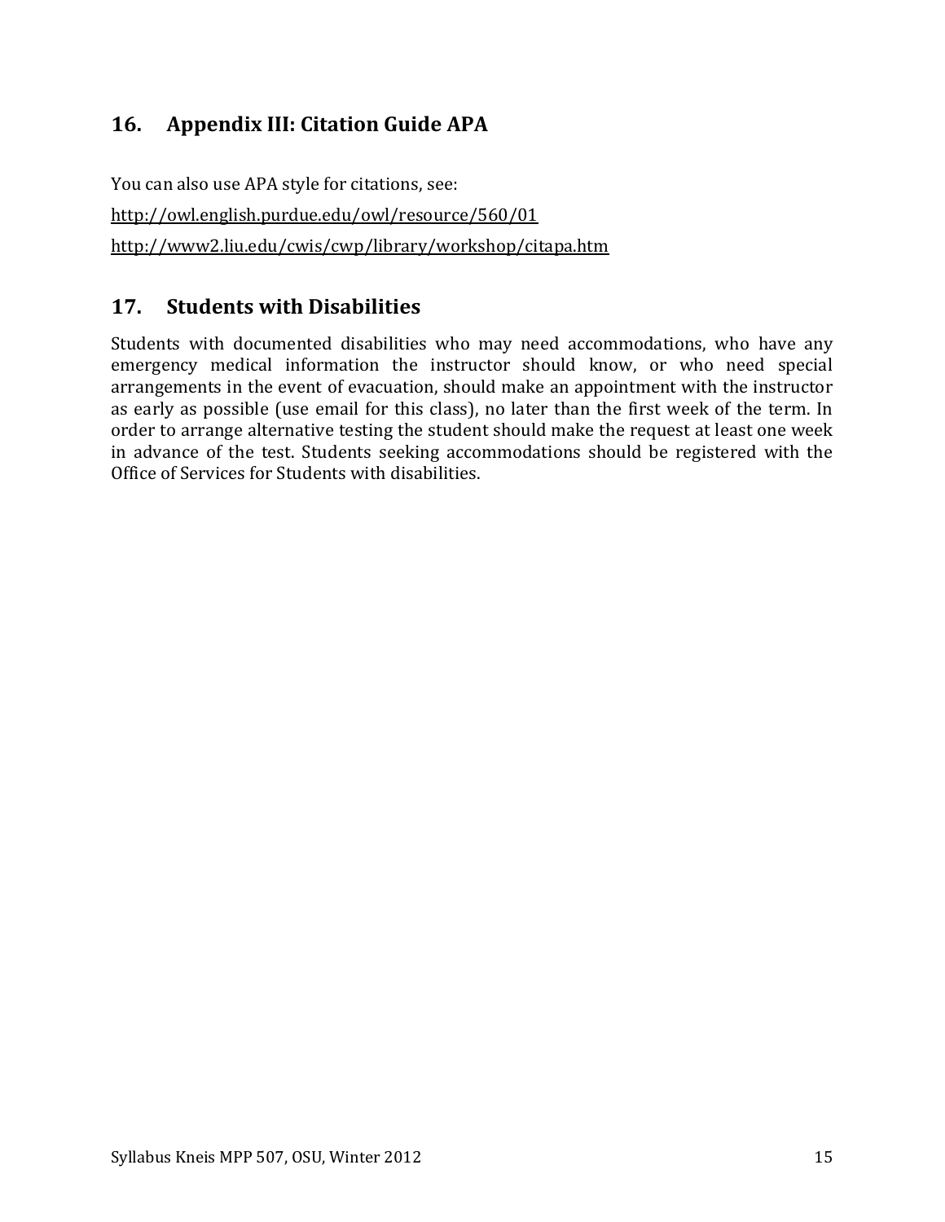## 16. Appendix III: Citation Guide APA

You can also use APA style for citations, see:

http://owl.english.purdue.edu/owl/resource/560/01

http://www2.liu.edu/cwis/cwp/library/workshop/citapa.htm

## 17. Students with Disabilities

Students with documented disabilities who may need accommodations, who have any emergency medical information the instructor should know, or who need special arrangements in the event of evacuation, should make an appointment with the instructor as early as possible (use email for this class), no later than the first week of the term. In order to arrange alternative testing the student should make the request at least one week in advance of the test. Students seeking accommodations should be registered with the Office of Services for Students with disabilities.